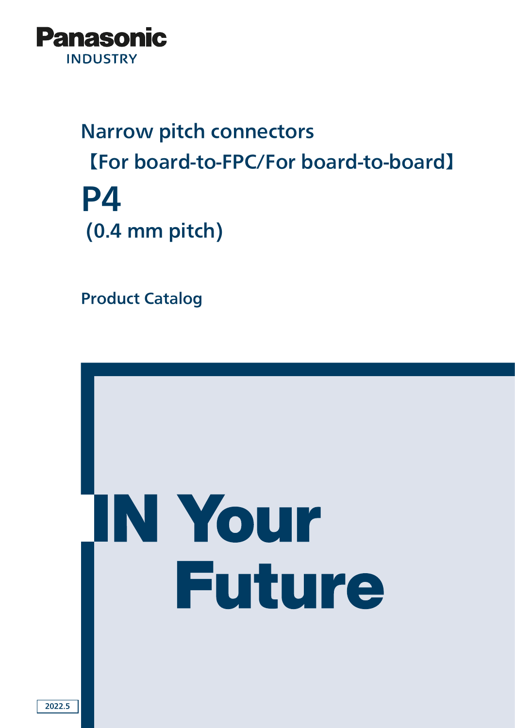Panasonic
INDUSTRY

# Narrow pitch connectors
## 【For board-to-FPC/For board-to-board】

# P4
## (0.4 mm pitch)

**Product Catalog**

IN Your
Future

2022.5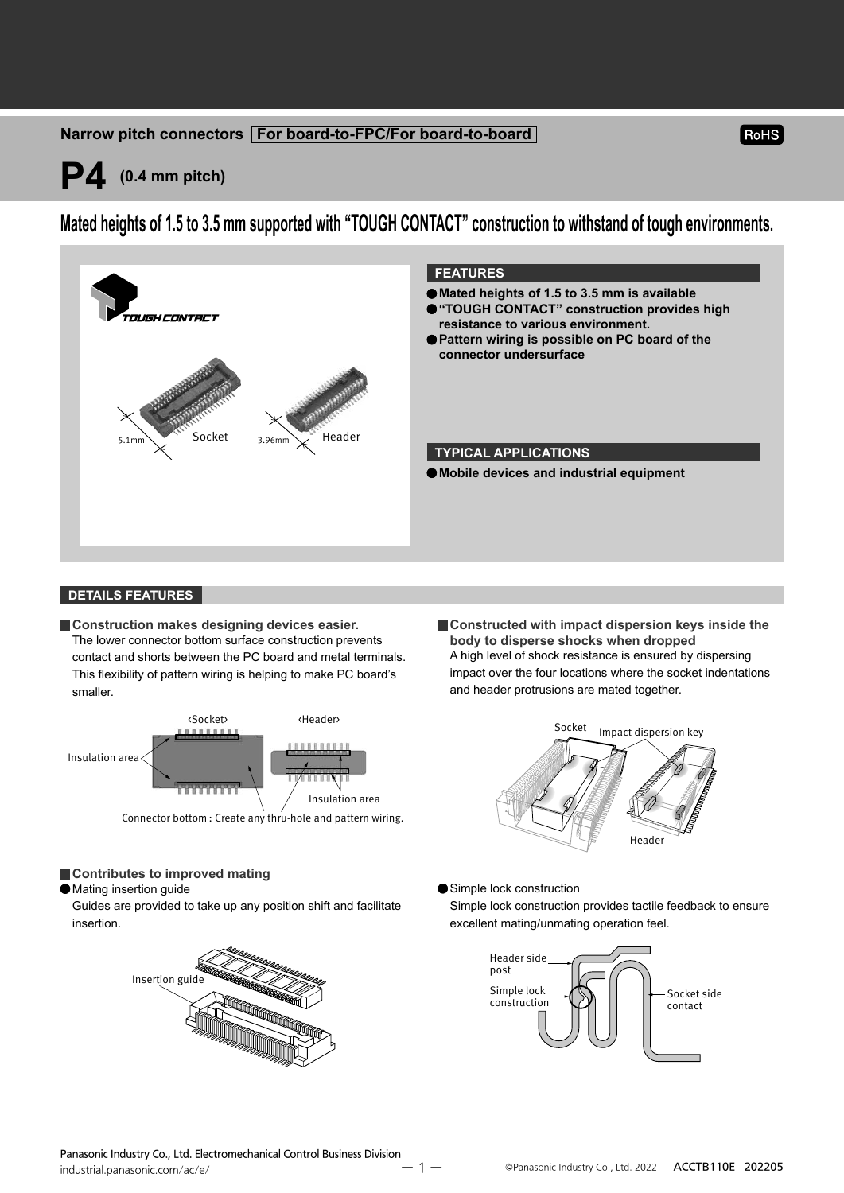Narrow pitch connectors **For board-to-FPC/For board-to-board**

RoHS

# P4 (0.4 mm pitch)

## Mated heights of 1.5 to 3.5 mm supported with "TOUGH CONTACT" construction to withstand of tough environments.

### FEATURES

- **Mated heights of 1.5 to 3.5 mm is available**
- **"TOUGH CONTACT" construction provides high resistance to various environment.**
- **Pattern wiring is possible on PC board of the connector undersurface**

### TYPICAL APPLICATIONS

- **Mobile devices and industrial equipment**

## DETAILS FEATURES

### Construction makes designing devices easier.

The lower connector bottom surface construction prevents contact and shorts between the PC board and metal terminals. This flexibility of pattern wiring is helping to make PC board's smaller.

### Constructed with impact dispersion keys inside the body to disperse shocks when dropped

A high level of shock resistance is ensured by dispersing impact over the four locations where the socket indentations and header protrusions are mated together.

### Contributes to improved mating

- Mating insertion guide

  Guides are provided to take up any position shift and facilitate insertion.

- Simple lock construction

  Simple lock construction provides tactile feedback to ensure excellent mating/unmating operation feel.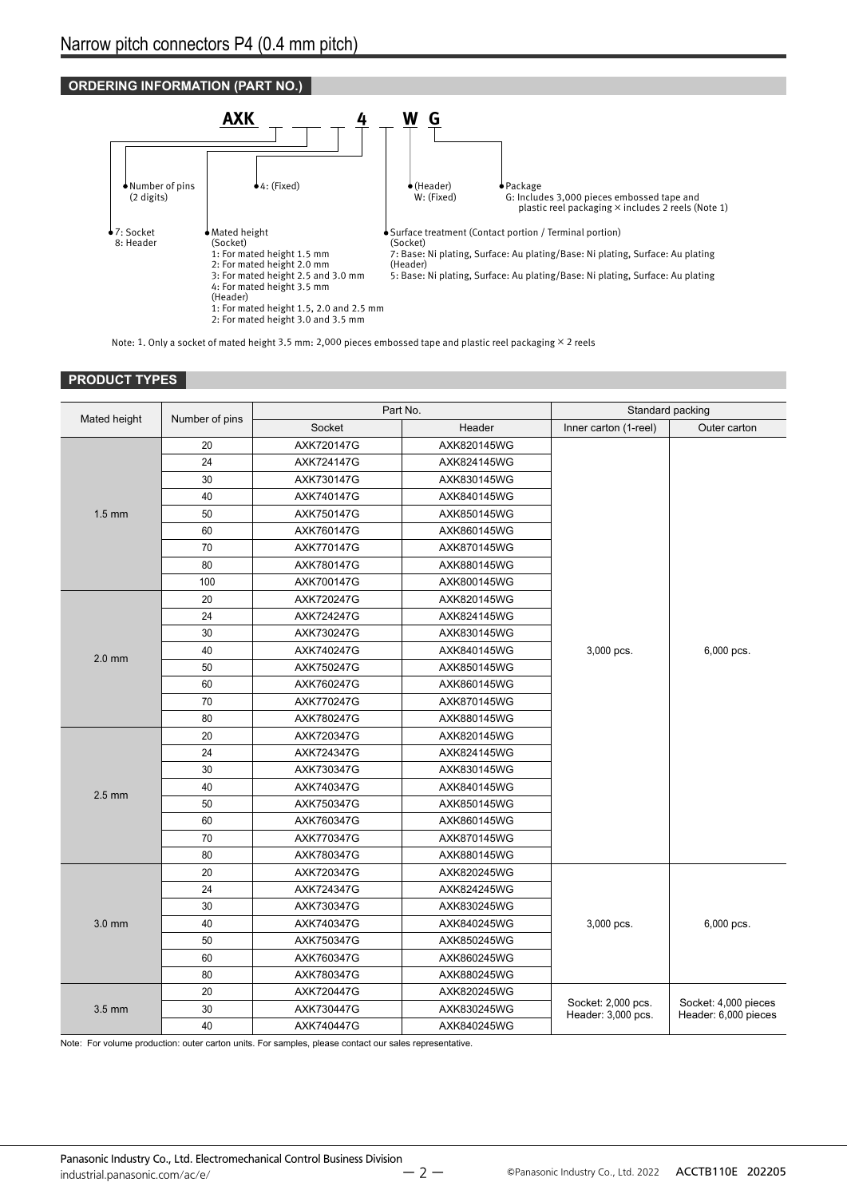# Narrow pitch connectors P4 (0.4 mm pitch)

## ORDERING INFORMATION (PART NO.)

AXK _ _ _ 4 _ W G

- 7: Socket / 8: Header
- Number of pins (2 digits)
- Mated height
  - (Socket)
    - 1: For mated height 1.5 mm
    - 2: For mated height 2.0 mm
    - 3: For mated height 2.5 and 3.0 mm
    - 4: For mated height 3.5 mm
  - (Header)
    - 1: For mated height 1.5, 2.0 and 2.5 mm
    - 2: For mated height 3.0 and 3.5 mm
- 4: (Fixed)
- Surface treatment (Contact portion / Terminal portion)
  - (Socket)
    - 7: Base: Ni plating, Surface: Au plating/Base: Ni plating, Surface: Au plating
  - (Header)
    - 5: Base: Ni plating, Surface: Au plating/Base: Ni plating, Surface: Au plating
- (Header) W: (Fixed)
- Package
  - G: Includes 3,000 pieces embossed tape and plastic reel packaging × includes 2 reels (Note 1)

Note: 1. Only a socket of mated height 3.5 mm: 2,000 pieces embossed tape and plastic reel packaging × 2 reels

## PRODUCT TYPES

| Mated height | Number of pins | Part No. | | Standard packing | |
|---|---|---|---|---|---|
| | | Socket | Header | Inner carton (1-reel) | Outer carton |
| 1.5 mm | 20 | AXK720147G | AXK820145WG | 3,000 pcs. | 6,000 pcs. |
| | 24 | AXK724147G | AXK824145WG | | |
| | 30 | AXK730147G | AXK830145WG | | |
| | 40 | AXK740147G | AXK840145WG | | |
| | 50 | AXK750147G | AXK850145WG | | |
| | 60 | AXK760147G | AXK860145WG | | |
| | 70 | AXK770147G | AXK870145WG | | |
| | 80 | AXK780147G | AXK880145WG | | |
| | 100 | AXK700147G | AXK800145WG | | |
| 2.0 mm | 20 | AXK720247G | AXK820145WG | | |
| | 24 | AXK724247G | AXK824145WG | | |
| | 30 | AXK730247G | AXK830145WG | | |
| | 40 | AXK740247G | AXK840145WG | | |
| | 50 | AXK750247G | AXK850145WG | | |
| | 60 | AXK760247G | AXK860145WG | | |
| | 70 | AXK770247G | AXK870145WG | | |
| | 80 | AXK780247G | AXK880145WG | | |
| 2.5 mm | 20 | AXK720347G | AXK820145WG | | |
| | 24 | AXK724347G | AXK824145WG | | |
| | 30 | AXK730347G | AXK830145WG | | |
| | 40 | AXK740347G | AXK840145WG | | |
| | 50 | AXK750347G | AXK850145WG | | |
| | 60 | AXK760347G | AXK860145WG | | |
| | 70 | AXK770347G | AXK870145WG | | |
| | 80 | AXK780347G | AXK880145WG | | |
| 3.0 mm | 20 | AXK720347G | AXK820245WG | 3,000 pcs. | 6,000 pcs. |
| | 24 | AXK724347G | AXK824245WG | | |
| | 30 | AXK730347G | AXK830245WG | | |
| | 40 | AXK740347G | AXK840245WG | | |
| | 50 | AXK750347G | AXK850245WG | | |
| | 60 | AXK760347G | AXK860245WG | | |
| | 80 | AXK780347G | AXK880245WG | | |
| 3.5 mm | 20 | AXK720447G | AXK820245WG | Socket: 2,000 pcs. Header: 3,000 pcs. | Socket: 4,000 pieces Header: 6,000 pieces |
| | 30 | AXK730447G | AXK830245WG | | |
| | 40 | AXK740447G | AXK840245WG | | |

Note: For volume production: outer carton units. For samples, please contact our sales representative.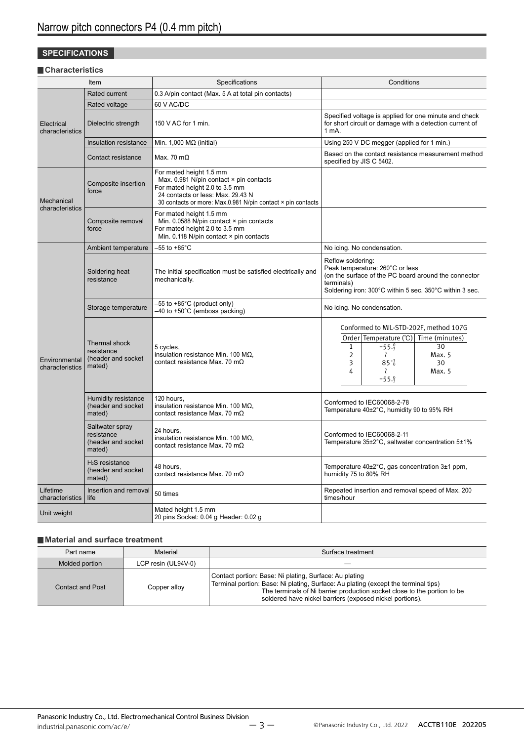# Narrow pitch connectors P4 (0.4 mm pitch)

## SPECIFICATIONS

### Characteristics

| Item | | Specifications | Conditions |
|---|---|---|---|
| Electrical characteristics | Rated current | 0.3 A/pin contact (Max. 5 A at total pin contacts) | |
| | Rated voltage | 60 V AC/DC | |
| | Dielectric strength | 150 V AC for 1 min. | Specified voltage is applied for one minute and check for short circuit or damage with a detection current of 1 mA. |
| | Insulation resistance | Min. 1,000 MΩ (initial) | Using 250 V DC megger (applied for 1 min.) |
| | Contact resistance | Max. 70 mΩ | Based on the contact resistance measurement method specified by JIS C 5402. |
| Mechanical characteristics | Composite insertion force | For mated height 1.5 mm<br>Max. 0.981 N/pin contact × pin contacts<br>For mated height 2.0 to 3.5 mm<br>24 contacts or less: Max. 29.43 N<br>30 contacts or more: Max.0.981 N/pin contact × pin contacts | |
| | Composite removal force | For mated height 1.5 mm<br>Min. 0.0588 N/pin contact × pin contacts<br>For mated height 2.0 to 3.5 mm<br>Min. 0.118 N/pin contact × pin contacts | |
| Environmental characteristics | Ambient temperature | –55 to +85°C | No icing. No condensation. |
| | Soldering heat resistance | The initial specification must be satisfied electrically and mechanically. | Reflow soldering:<br>Peak temperature: 260°C or less<br>(on the surface of the PC board around the connector terminals)<br>Soldering iron: 300°C within 5 sec. 350°C within 3 sec. |
| | Storage temperature | –55 to +85°C (product only)<br>–40 to +50°C (emboss packing) | No icing. No condensation. |
| | Thermal shock resistance (header and socket mated) | 5 cycles,<br>insulation resistance Min. 100 MΩ,<br>contact resistance Max. 70 mΩ | Conformed to MIL-STD-202F, method 107G<br>Order 1: Temperature (°C) $-55^{0}_{-3}$, Time (minutes) 30<br>Order 2: ~, Max. 5<br>Order 3: $85^{+3}_{0}$, 30<br>Order 4: ~ $-55^{0}_{-3}$, Max. 5 |
| | Humidity resistance (header and socket mated) | 120 hours,<br>insulation resistance Min. 100 MΩ,<br>contact resistance Max. 70 mΩ | Conformed to IEC60068-2-78<br>Temperature 40±2°C, humidity 90 to 95% RH |
| | Saltwater spray resistance (header and socket mated) | 24 hours,<br>insulation resistance Min. 100 MΩ,<br>contact resistance Max. 70 mΩ | Conformed to IEC60068-2-11<br>Temperature 35±2°C, saltwater concentration 5±1% |
| | $H_2S$ resistance (header and socket mated) | 48 hours,<br>contact resistance Max. 70 mΩ | Temperature 40±2°C, gas concentration 3±1 ppm, humidity 75 to 80% RH |
| Lifetime characteristics | Insertion and removal life | 50 times | Repeated insertion and removal speed of Max. 200 times/hour |
| Unit weight | | Mated height 1.5 mm<br>20 pins Socket: 0.04 g Header: 0.02 g | |

### Material and surface treatment

| Part name | Material | Surface treatment |
|---|---|---|
| Molded portion | LCP resin (UL94V-0) | — |
| Contact and Post | Copper alloy | Contact portion: Base: Ni plating, Surface: Au plating<br>Terminal portion: Base: Ni plating, Surface: Au plating (except the terminal tips)<br>The terminals of Ni barrier production socket close to the portion to be soldered have nickel barriers (exposed nickel portions). |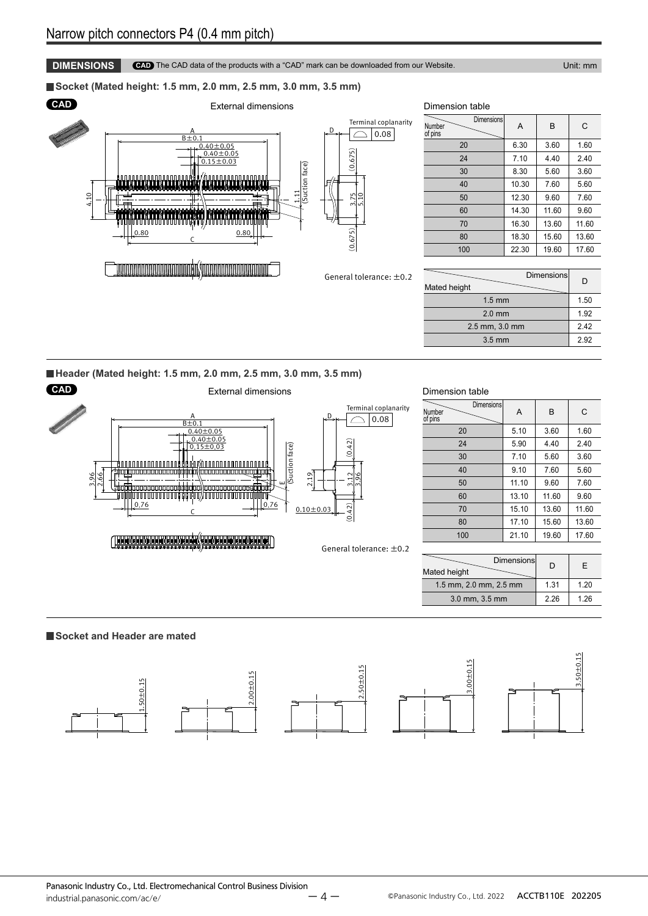# Narrow pitch connectors P4 (0.4 mm pitch)

**DIMENSIONS** CAD The CAD data of the products with a "CAD" mark can be downloaded from our Website. Unit: mm

## Socket (Mated height: 1.5 mm, 2.0 mm, 2.5 mm, 3.0 mm, 3.5 mm)

CAD

External dimensions

A
B±0.1
0.40±0.05
0.40±0.05
0.15±0.03
4.10
1.11 (Suction face)
0.80
C
0.80

D
Terminal coplanarity 0.08
(0.675)
3.75
5.10
(0.675)

General tolerance: ±0.2

Dimension table

| Number of pins | A | B | C |
|---|---|---|---|
| 20 | 6.30 | 3.60 | 1.60 |
| 24 | 7.10 | 4.40 | 2.40 |
| 30 | 8.30 | 5.60 | 3.60 |
| 40 | 10.30 | 7.60 | 5.60 |
| 50 | 12.30 | 9.60 | 7.60 |
| 60 | 14.30 | 11.60 | 9.60 |
| 70 | 16.30 | 13.60 | 11.60 |
| 80 | 18.30 | 15.60 | 13.60 |
| 100 | 22.30 | 19.60 | 17.60 |

| Mated height | D |
|---|---|
| 1.5 mm | 1.50 |
| 2.0 mm | 1.92 |
| 2.5 mm, 3.0 mm | 2.42 |
| 3.5 mm | 2.92 |

## Header (Mated height: 1.5 mm, 2.0 mm, 2.5 mm, 3.0 mm, 3.5 mm)

CAD

External dimensions

A
B±0.1
0.40±0.05
0.40±0.05
0.15±0.03
3.96
2.66
E (Suction face)
0.76
C
0.76

D
Terminal coplanarity 0.08
(0.42)
2.19
3.12
3.96
0.10±0.03
(0.42)

General tolerance: ±0.2

Dimension table

| Number of pins | A | B | C |
|---|---|---|---|
| 20 | 5.10 | 3.60 | 1.60 |
| 24 | 5.90 | 4.40 | 2.40 |
| 30 | 7.10 | 5.60 | 3.60 |
| 40 | 9.10 | 7.60 | 5.60 |
| 50 | 11.10 | 9.60 | 7.60 |
| 60 | 13.10 | 11.60 | 9.60 |
| 70 | 15.10 | 13.60 | 11.60 |
| 80 | 17.10 | 15.60 | 13.60 |
| 100 | 21.10 | 19.60 | 17.60 |

| Mated height | D | E |
|---|---|---|
| 1.5 mm, 2.0 mm, 2.5 mm | 1.31 | 1.20 |
| 3.0 mm, 3.5 mm | 2.26 | 1.26 |

## Socket and Header are mated

1.50±0.15 2.00±0.15 2.50±0.15 3.00±0.15 3.50±0.15

Panasonic Industry Co., Ltd. Electromechanical Control Business Division
industrial.panasonic.com/ac/e/

©Panasonic Industry Co., Ltd. 2022 ACCTB110E 202205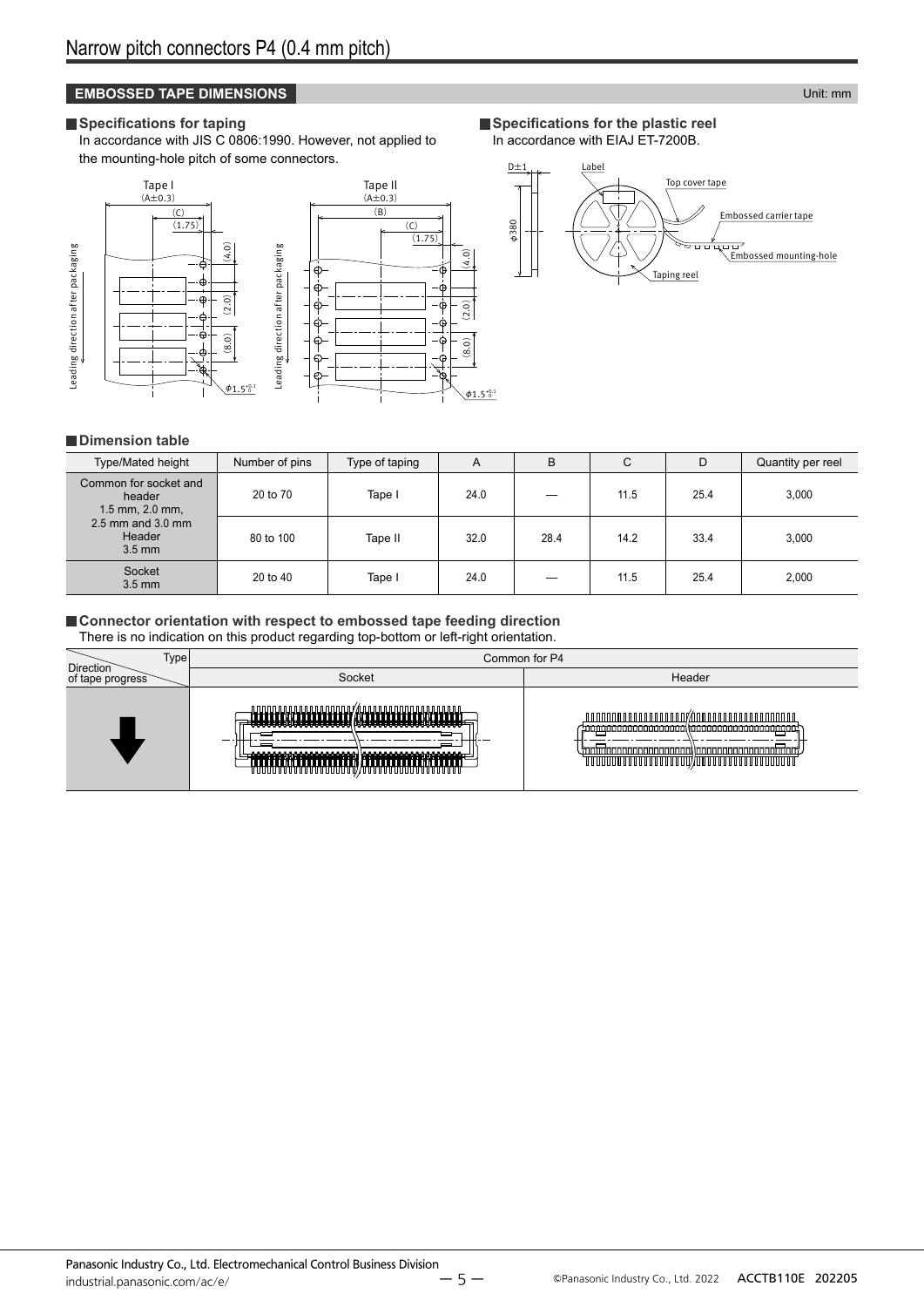# Narrow pitch connectors P4 (0.4 mm pitch)

## EMBOSSED TAPE DIMENSIONS

Unit: mm

### Specifications for taping

In accordance with JIS C 0806:1990. However, not applied to the mounting-hole pitch of some connectors.

### Specifications for the plastic reel

In accordance with EIAJ ET-7200B.

### Dimension table

| Type/Mated height | Number of pins | Type of taping | A | B | C | D | Quantity per reel |
|---|---|---|---|---|---|---|---|
| Common for socket and header 1.5 mm, 2.0 mm, 2.5 mm and 3.0 mm Header 3.5 mm | 20 to 70 | Tape I | 24.0 | — | 11.5 | 25.4 | 3,000 |
| | 80 to 100 | Tape II | 32.0 | 28.4 | 14.2 | 33.4 | 3,000 |
| Socket 3.5 mm | 20 to 40 | Tape I | 24.0 | — | 11.5 | 25.4 | 2,000 |

### Connector orientation with respect to embossed tape feeding direction

There is no indication on this product regarding top-bottom or left-right orientation.

| Type / Direction of tape progress | Common for P4 | |
|---|---|---|
| | Socket | Header |
| ↓ | | |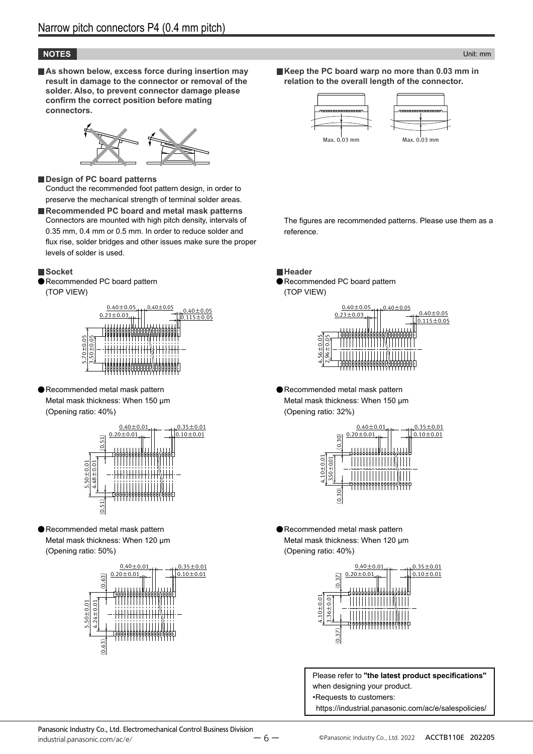# Narrow pitch connectors P4 (0.4 mm pitch)

## NOTES

Unit: mm

■ **As shown below, excess force during insertion may result in damage to the connector or removal of the solder. Also, to prevent connector damage please confirm the correct position before mating connectors.**

■ **Design of PC board patterns**
Conduct the recommended foot pattern design, in order to preserve the mechanical strength of terminal solder areas.

■ **Recommended PC board and metal mask patterns**
Connectors are mounted with high pitch density, intervals of 0.35 mm, 0.4 mm or 0.5 mm. In order to reduce solder and flux rise, solder bridges and other issues make sure the proper levels of solder is used.

■ **Keep the PC board warp no more than 0.03 mm in relation to the overall length of the connector.**

Max. 0.03 mm　　Max. 0.03 mm

The figures are recommended patterns. Please use them as a reference.

### ■ Socket

● Recommended PC board pattern
(TOP VIEW)

0.40±0.05, 0.40±0.05, 0.23±0.03, 0.40±0.05, 0.115±0.05, 5.70±0.05, 3.50±0.05

● Recommended metal mask pattern
Metal mask thickness: When 150 µm
(Opening ratio: 40%)

0.40±0.01, 0.20±0.01, 0.35±0.01, 0.10±0.01, (0.51), 5.50±0.01, 4.48±0.01, (0.51)

● Recommended metal mask pattern
Metal mask thickness: When 120 µm
(Opening ratio: 50%)

0.40±0.01, 0.20±0.01, 0.35±0.01, 0.10±0.01, (0.63), 5.50±0.01, 4.24±0.01, (0.63)

### ■ Header

● Recommended PC board pattern
(TOP VIEW)

0.40±0.05, 0.40±0.05, 0.23±0.03, 0.40±0.05, 0.115±0.05, 4.56±0.05, 2.96±0.05

● Recommended metal mask pattern
Metal mask thickness: When 150 µm
(Opening ratio: 32%)

0.40±0.01, 0.20±0.01, 0.35±0.01, 0.10±0.01, (0.30), 4.10±0.01, 3.50±0.01, (0.30)

● Recommended metal mask pattern
Metal mask thickness: When 120 µm
(Opening ratio: 40%)

0.40±0.01, 0.20±0.01, 0.35±0.01, 0.10±0.01, (0.37), 4.10±0.01, 3.36±0.01, (0.37)

Please refer to **"the latest product specifications"** when designing your product.
•Requests to customers:
https://industrial.panasonic.com/ac/e/salespolicies/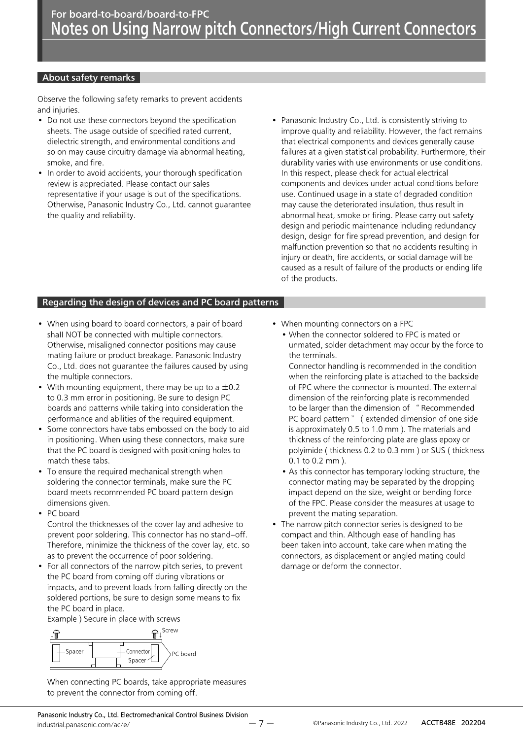# For board-to-board/board-to-FPC
# Notes on Using Narrow pitch Connectors/High Current Connectors

## About safety remarks

Observe the following safety remarks to prevent accidents and injuries.

- Do not use these connectors beyond the specification sheets. The usage outside of specified rated current, dielectric strength, and environmental conditions and so on may cause circuitry damage via abnormal heating, smoke, and fire.
- In order to avoid accidents, your thorough specification review is appreciated. Please contact our sales representative if your usage is out of the specifications. Otherwise, Panasonic Industry Co., Ltd. cannot guarantee the quality and reliability.
- Panasonic Industry Co., Ltd. is consistently striving to improve quality and reliability. However, the fact remains that electrical components and devices generally cause failures at a given statistical probability. Furthermore, their durability varies with use environments or use conditions. In this respect, please check for actual electrical components and devices under actual conditions before use. Continued usage in a state of degraded condition may cause the deteriorated insulation, thus result in abnormal heat, smoke or firing. Please carry out safety design and periodic maintenance including redundancy design, design for fire spread prevention, and design for malfunction prevention so that no accidents resulting in injury or death, fire accidents, or social damage will be caused as a result of failure of the products or ending life of the products.

## Regarding the design of devices and PC board patterns

- When using board to board connectors, a pair of board shall NOT be connected with multiple connectors. Otherwise, misaligned connector positions may cause mating failure or product breakage. Panasonic Industry Co., Ltd. does not guarantee the failures caused by using the multiple connectors.
- With mounting equipment, there may be up to a ±0.2 to 0.3 mm error in positioning. Be sure to design PC boards and patterns while taking into consideration the performance and abilities of the required equipment.
- Some connectors have tabs embossed on the body to aid in positioning. When using these connectors, make sure that the PC board is designed with positioning holes to match these tabs.
- To ensure the required mechanical strength when soldering the connector terminals, make sure the PC board meets recommended PC board pattern design dimensions given.
- PC board
  Control the thicknesses of the cover lay and adhesive to prevent poor soldering. This connector has no stand–off. Therefore, minimize the thickness of the cover lay, etc. so as to prevent the occurrence of poor soldering.
- For all connectors of the narrow pitch series, to prevent the PC board from coming off during vibrations or impacts, and to prevent loads from falling directly on the soldered portions, be sure to design some means to fix the PC board in place.
  Example ) Secure in place with screws

  Screw / Spacer / Connector / Spacer / PC board

  When connecting PC boards, take appropriate measures to prevent the connector from coming off.
- When mounting connectors on a FPC
  - When the connector soldered to FPC is mated or unmated, solder detachment may occur by the force to the terminals.
    Connector handling is recommended in the condition when the reinforcing plate is attached to the backside of FPC where the connector is mounted. The external dimension of the reinforcing plate is recommended to be larger than the dimension of "Recommended PC board pattern" ( extended dimension of one side is approximately 0.5 to 1.0 mm ). The materials and thickness of the reinforcing plate are glass epoxy or polyimide ( thickness 0.2 to 0.3 mm ) or SUS ( thickness 0.1 to 0.2 mm ).
  - As this connector has temporary locking structure, the connector mating may be separated by the dropping impact depend on the size, weight or bending force of the FPC. Please consider the measures at usage to prevent the mating separation.
- The narrow pitch connector series is designed to be compact and thin. Although ease of handling has been taken into account, take care when mating the connectors, as displacement or angled mating could damage or deform the connector.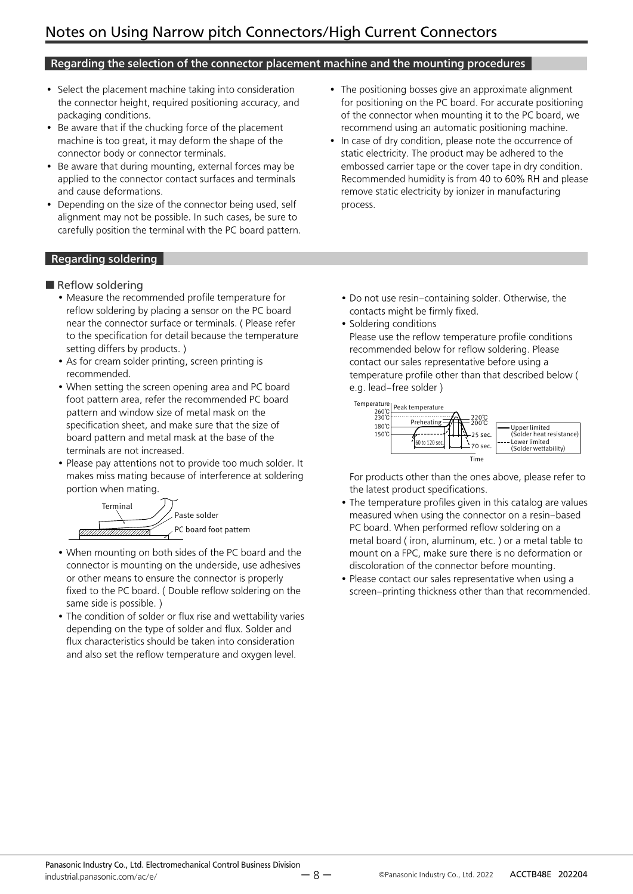# Notes on Using Narrow pitch Connectors/High Current Connectors

## Regarding the selection of the connector placement machine and the mounting procedures

- Select the placement machine taking into consideration the connector height, required positioning accuracy, and packaging conditions.
- Be aware that if the chucking force of the placement machine is too great, it may deform the shape of the connector body or connector terminals.
- Be aware that during mounting, external forces may be applied to the connector contact surfaces and terminals and cause deformations.
- Depending on the size of the connector being used, self alignment may not be possible. In such cases, be sure to carefully position the terminal with the PC board pattern.
- The positioning bosses give an approximate alignment for positioning on the PC board. For accurate positioning of the connector when mounting it to the PC board, we recommend using an automatic positioning machine.
- In case of dry condition, please note the occurrence of static electricity. The product may be adhered to the embossed carrier tape or the cover tape in dry condition. Recommended humidity is from 40 to 60% RH and please remove static electricity by ionizer in manufacturing process.

## Regarding soldering

### ■ Reflow soldering

- Measure the recommended profile temperature for reflow soldering by placing a sensor on the PC board near the connector surface or terminals. ( Please refer to the specification for detail because the temperature setting differs by products. )
- As for cream solder printing, screen printing is recommended.
- When setting the screen opening area and PC board foot pattern area, refer the recommended PC board pattern and window size of metal mask on the specification sheet, and make sure that the size of board pattern and metal mask at the base of the terminals are not increased.
- Please pay attentions not to provide too much solder. It makes miss mating because of interference at soldering portion when mating.

Terminal / Paste solder / PC board foot pattern

- When mounting on both sides of the PC board and the connector is mounting on the underside, use adhesives or other means to ensure the connector is properly fixed to the PC board. ( Double reflow soldering on the same side is possible. )
- The condition of solder or flux rise and wettability varies depending on the type of solder and flux. Solder and flux characteristics should be taken into consideration and also set the reflow temperature and oxygen level.
- Do not use resin–containing solder. Otherwise, the contacts might be firmly fixed.
- Soldering conditions
  Please use the reflow temperature profile conditions recommended below for reflow soldering. Please contact our sales representative before using a temperature profile other than that described below ( e.g. lead–free solder )

Temperature; Peak temperature; 260℃; 230℃; 180℃; 150℃; Preheating; 60 to 120 sec.; 220℃; 200℃; 25 sec.; 70 sec.; Time

—— Upper limited (Solder heat resistance)
- - - - Lower limited (Solder wettability)

  For products other than the ones above, please refer to the latest product specifications.
- The temperature profiles given in this catalog are values measured when using the connector on a resin–based PC board. When performed reflow soldering on a metal board ( iron, aluminum, etc. ) or a metal table to mount on a FPC, make sure there is no deformation or discoloration of the connector before mounting.
- Please contact our sales representative when using a screen–printing thickness other than that recommended.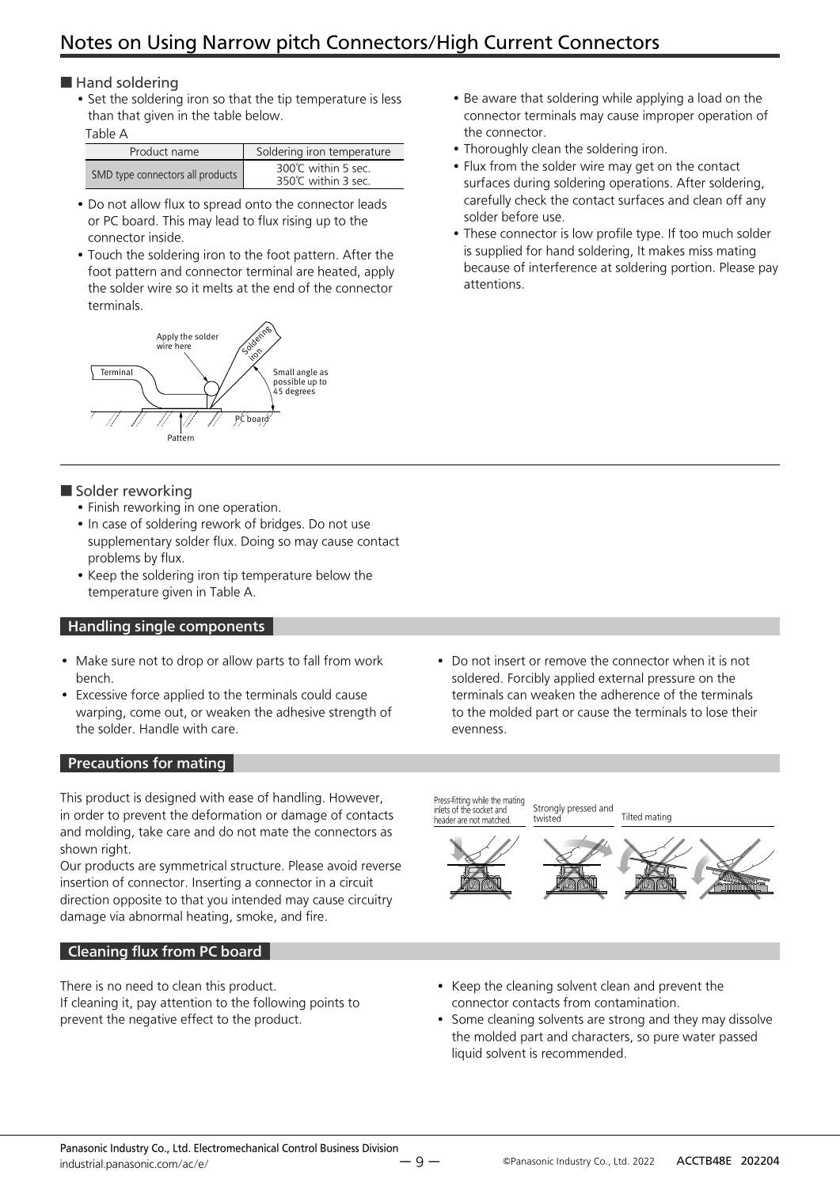# Notes on Using Narrow pitch Connectors/High Current Connectors

■ Hand soldering

- Set the soldering iron so that the tip temperature is less than that given in the table below.

Table A

| Product name | Soldering iron temperature |
|---|---|
| SMD type connectors all products | 300℃ within 5 sec.<br>350℃ within 3 sec. |

- Do not allow flux to spread onto the connector leads or PC board. This may lead to flux rising up to the connector inside.
- Touch the soldering iron to the foot pattern. After the foot pattern and connector terminal are heated, apply the solder wire so it melts at the end of the connector terminals.

Apply the solder wire here
Soldering iron
Terminal
Small angle as possible up to 45 degrees
PC board
Pattern

- Be aware that soldering while applying a load on the connector terminals may cause improper operation of the connector.
- Thoroughly clean the soldering iron.
- Flux from the solder wire may get on the contact surfaces during soldering operations. After soldering, carefully check the contact surfaces and clean off any solder before use.
- These connector is low profile type. If too much solder is supplied for hand soldering, It makes miss mating because of interference at soldering portion. Please pay attentions.

■ Solder reworking

- Finish reworking in one operation.
- In case of soldering rework of bridges. Do not use supplementary solder flux. Doing so may cause contact problems by flux.
- Keep the soldering iron tip temperature below the temperature given in Table A.

## Handling single components

- Make sure not to drop or allow parts to fall from work bench.
- Excessive force applied to the terminals could cause warping, come out, or weaken the adhesive strength of the solder. Handle with care.
- Do not insert or remove the connector when it is not soldered. Forcibly applied external pressure on the terminals can weaken the adherence of the terminals to the molded part or cause the terminals to lose their evenness.

## Precautions for mating

This product is designed with ease of handling. However, in order to prevent the deformation or damage of contacts and molding, take care and do not mate the connectors as shown right.

Our products are symmetrical structure. Please avoid reverse insertion of connector. Inserting a connector in a circuit direction opposite to that you intended may cause circuitry damage via abnormal heating, smoke, and fire.

Press-fitting while the mating inlets of the socket and header are not matched. | Strongly pressed and twisted | Tilted mating

## Cleaning flux from PC board

There is no need to clean this product.
If cleaning it, pay attention to the following points to prevent the negative effect to the product.

- Keep the cleaning solvent clean and prevent the connector contacts from contamination.
- Some cleaning solvents are strong and they may dissolve the molded part and characters, so pure water passed liquid solvent is recommended.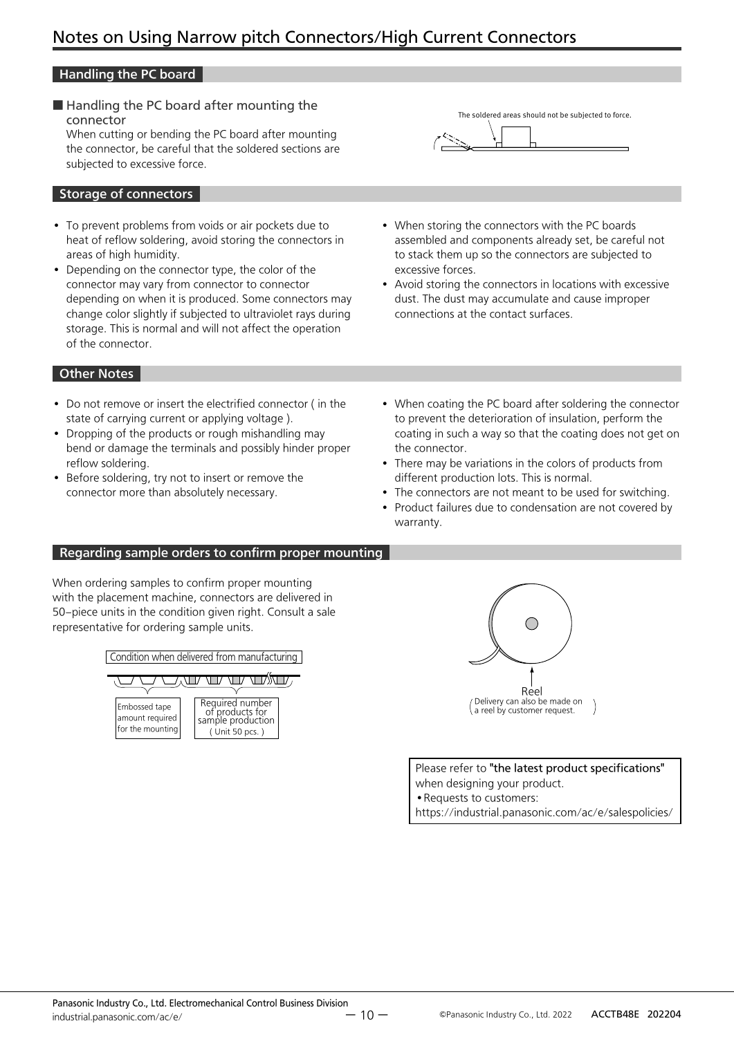# Notes on Using Narrow pitch Connectors/High Current Connectors

## Handling the PC board

### ■ Handling the PC board after mounting the connector

When cutting or bending the PC board after mounting the connector, be careful that the soldered sections are subjected to excessive force.

The soldered areas should not be subjected to force.

## Storage of connectors

- To prevent problems from voids or air pockets due to heat of reflow soldering, avoid storing the connectors in areas of high humidity.
- Depending on the connector type, the color of the connector may vary from connector to connector depending on when it is produced. Some connectors may change color slightly if subjected to ultraviolet rays during storage. This is normal and will not affect the operation of the connector.
- When storing the connectors with the PC boards assembled and components already set, be careful not to stack them up so the connectors are subjected to excessive forces.
- Avoid storing the connectors in locations with excessive dust. The dust may accumulate and cause improper connections at the contact surfaces.

## Other Notes

- Do not remove or insert the electrified connector ( in the state of carrying current or applying voltage ).
- Dropping of the products or rough mishandling may bend or damage the terminals and possibly hinder proper reflow soldering.
- Before soldering, try not to insert or remove the connector more than absolutely necessary.
- When coating the PC board after soldering the connector to prevent the deterioration of insulation, perform the coating in such a way so that the coating does not get on the connector.
- There may be variations in the colors of products from different production lots. This is normal.
- The connectors are not meant to be used for switching.
- Product failures due to condensation are not covered by warranty.

## Regarding sample orders to confirm proper mounting

When ordering samples to confirm proper mounting with the placement machine, connectors are delivered in 50–piece units in the condition given right. Consult a sale representative for ordering sample units.

Condition when delivered from manufacturing

Embossed tape amount required for the mounting

Required number of products for sample production ( Unit 50 pcs. )

Reel
( Delivery can also be made on a reel by customer request. )

Please refer to **"the latest product specifications"** when designing your product.
• Requests to customers:
https://industrial.panasonic.com/ac/e/salespolicies/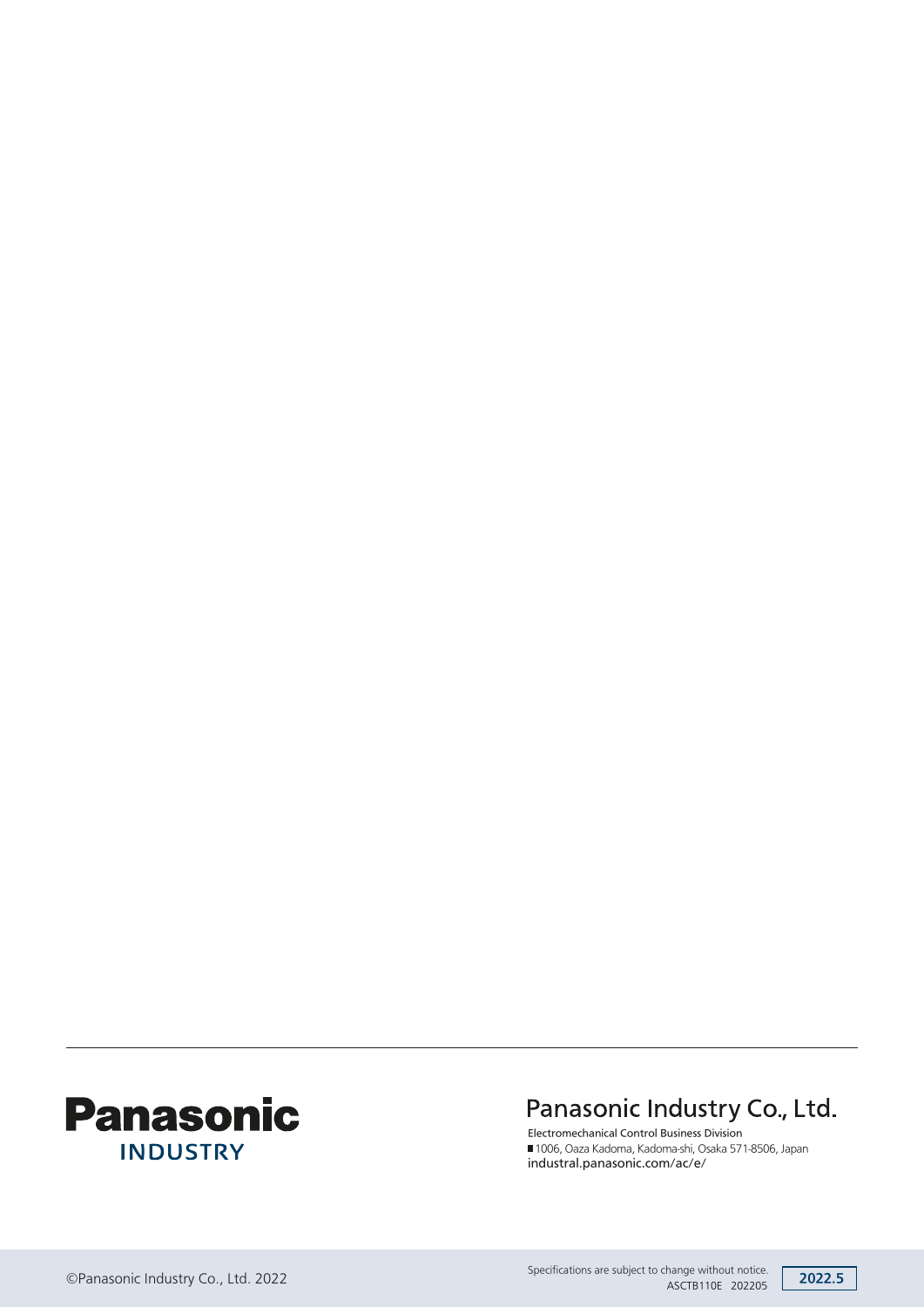Panasonic
INDUSTRY

Panasonic Industry Co., Ltd.

Electromechanical Control Business Division
■1006, Oaza Kadoma, Kadoma-shi, Osaka 571-8506, Japan
industral.panasonic.com/ac/e/

©Panasonic Industry Co., Ltd. 2022

Specifications are subject to change without notice.
ASCTB110E 202205

**2022.5**